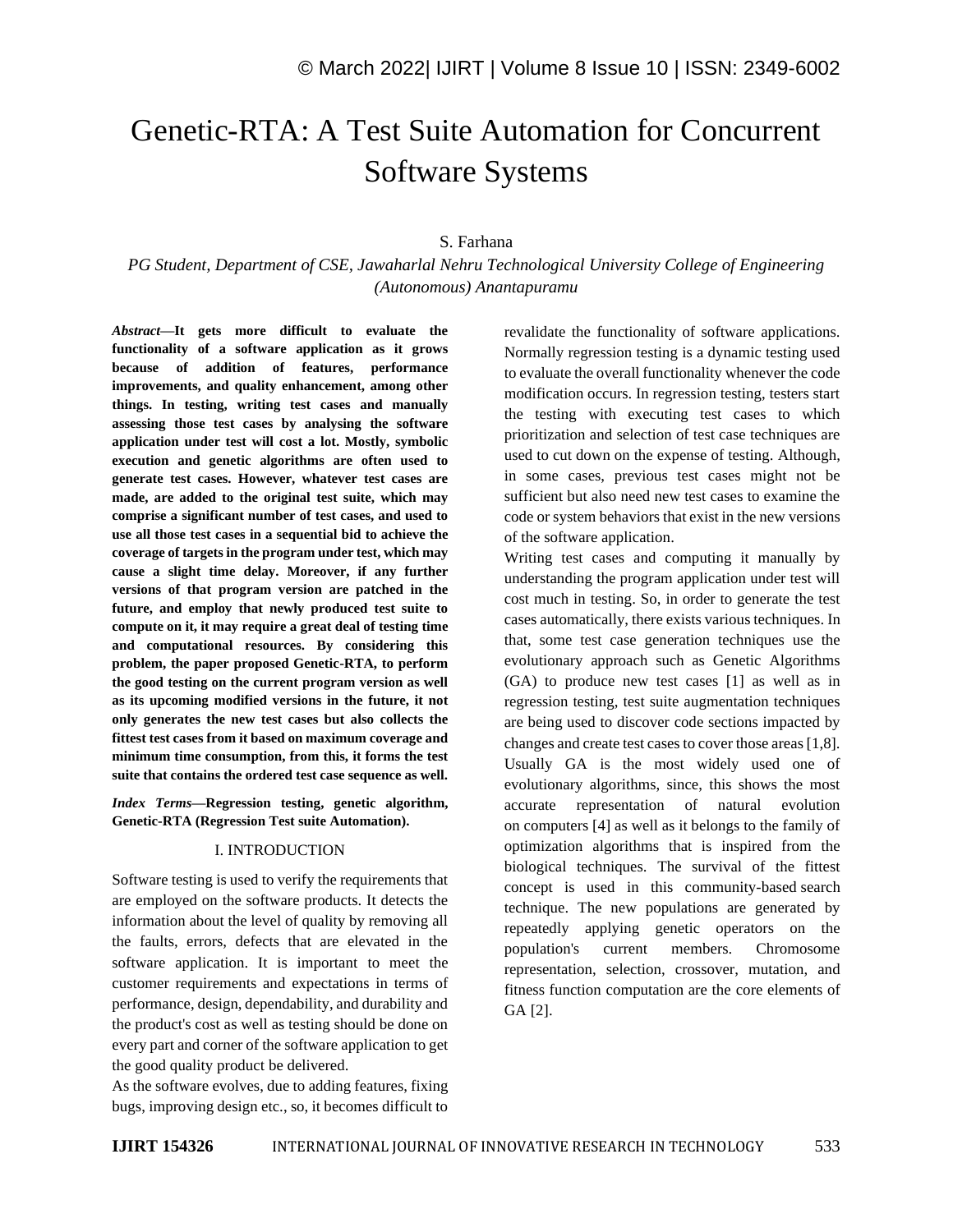# Genetic-RTA: A Test Suite Automation for Concurrent Software Systems

S. Farhana

*PG Student, Department of CSE, Jawaharlal Nehru Technological University College of Engineering (Autonomous) Anantapuramu*

***Abstract*—It gets more difficult to evaluate the functionality of a software application as it grows because of addition of features, performance improvements, and quality enhancement, among other things. In testing, writing test cases and manually assessing those test cases by analysing the software application under test will cost a lot. Mostly, symbolic execution and genetic algorithms are often used to generate test cases. However, whatever test cases are made, are added to the original test suite, which may comprise a significant number of test cases, and used to use all those test cases in a sequential bid to achieve the coverage of targets in the program under test, which may cause a slight time delay. Moreover, if any further versions of that program version are patched in the future, and employ that newly produced test suite to compute on it, it may require a great deal of testing time and computational resources. By considering this problem, the paper proposed Genetic-RTA, to perform the good testing on the current program version as well as its upcoming modified versions in the future, it not only generates the new test cases but also collects the fittest test cases from it based on maximum coverage and minimum time consumption, from this, it forms the test suite that contains the ordered test case sequence as well.**

***Index Terms*—Regression testing, genetic algorithm, Genetic-RTA (Regression Test suite Automation).**

## I. INTRODUCTION

Software testing is used to verify the requirements that are employed on the software products. It detects the information about the level of quality by removing all the faults, errors, defects that are elevated in the software application. It is important to meet the customer requirements and expectations in terms of performance, design, dependability, and durability and the product's cost as well as testing should be done on every part and corner of the software application to get the good quality product be delivered.

As the software evolves, due to adding features, fixing bugs, improving design etc., so, it becomes difficult to revalidate the functionality of software applications. Normally regression testing is a dynamic testing used to evaluate the overall functionality whenever the code modification occurs. In regression testing, testers start the testing with executing test cases to which prioritization and selection of test case techniques are used to cut down on the expense of testing. Although, in some cases, previous test cases might not be sufficient but also need new test cases to examine the code or system behaviors that exist in the new versions of the software application.

Writing test cases and computing it manually by understanding the program application under test will cost much in testing. So, in order to generate the test cases automatically, there exists various techniques. In that, some test case generation techniques use the evolutionary approach such as Genetic Algorithms (GA) to produce new test cases [1] as well as in regression testing, test suite augmentation techniques are being used to discover code sections impacted by changes and create test cases to cover those areas [1,8]. Usually GA is the most widely used one of evolutionary algorithms, since, this shows the most accurate representation of natural evolution on computers [4] as well as it belongs to the family of optimization algorithms that is inspired from the biological techniques. The survival of the fittest concept is used in this community-based search technique. The new populations are generated by repeatedly applying genetic operators on the population's current members. Chromosome representation, selection, crossover, mutation, and fitness function computation are the core elements of GA [2].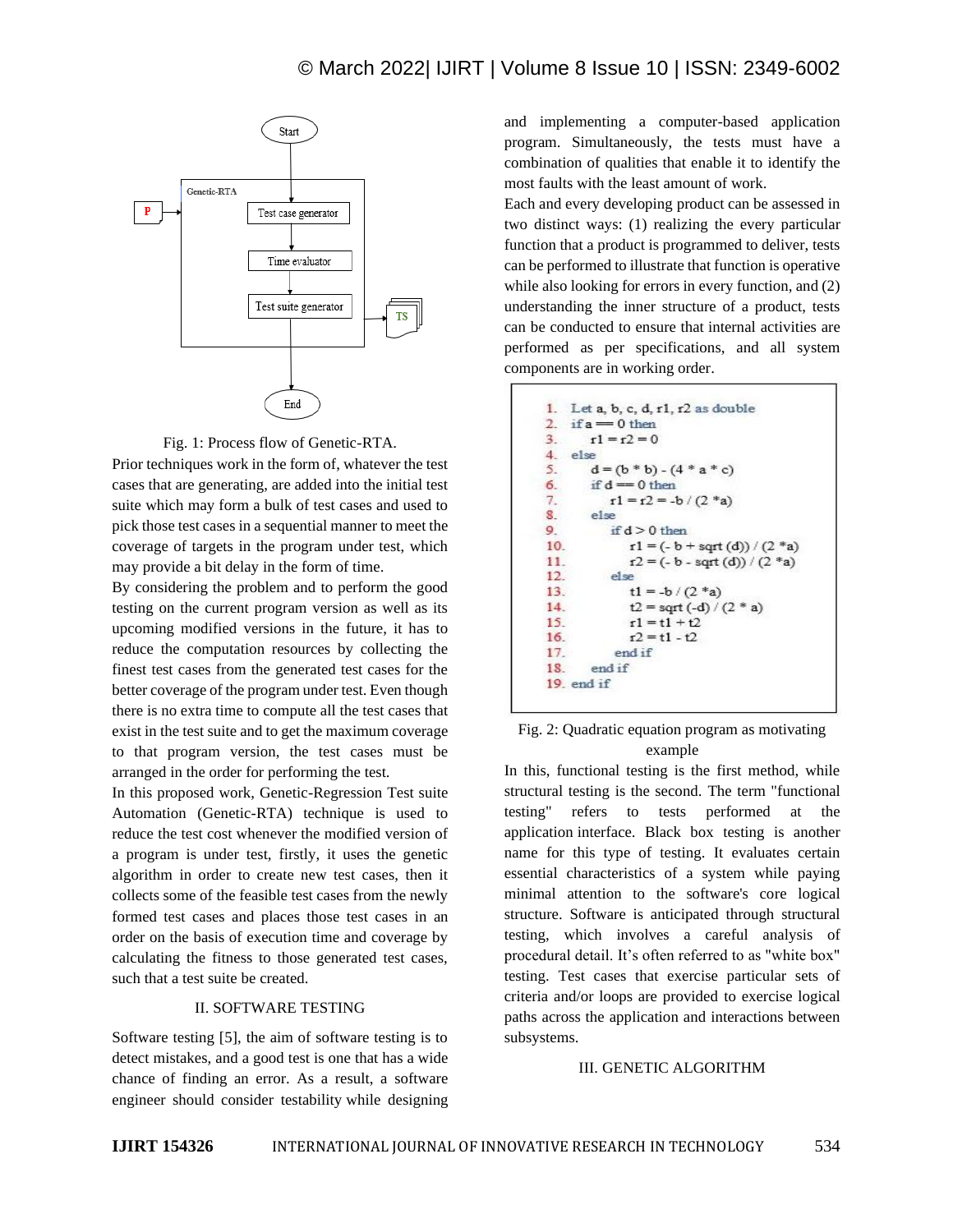Start

Genetic-RTA

P

Test case generator

Time evaluator

Test suite generator

TS

End

Fig. 1: Process flow of Genetic-RTA.

Prior techniques work in the form of, whatever the test cases that are generating, are added into the initial test suite which may form a bulk of test cases and used to pick those test cases in a sequential manner to meet the coverage of targets in the program under test, which may provide a bit delay in the form of time.

By considering the problem and to perform the good testing on the current program version as well as its upcoming modified versions in the future, it has to reduce the computation resources by collecting the finest test cases from the generated test cases for the better coverage of the program under test. Even though there is no extra time to compute all the test cases that exist in the test suite and to get the maximum coverage to that program version, the test cases must be arranged in the order for performing the test.

In this proposed work, Genetic-Regression Test suite Automation (Genetic-RTA) technique is used to reduce the test cost whenever the modified version of a program is under test, firstly, it uses the genetic algorithm in order to create new test cases, then it collects some of the feasible test cases from the newly formed test cases and places those test cases in an order on the basis of execution time and coverage by calculating the fitness to those generated test cases, such that a test suite be created.

## II. SOFTWARE TESTING

Software testing [5], the aim of software testing is to detect mistakes, and a good test is one that has a wide chance of finding an error. As a result, a software engineer should consider testability while designing and implementing a computer-based application program. Simultaneously, the tests must have a combination of qualities that enable it to identify the most faults with the least amount of work.

Each and every developing product can be assessed in two distinct ways: (1) realizing the every particular function that a product is programmed to deliver, tests can be performed to illustrate that function is operative while also looking for errors in every function, and (2) understanding the inner structure of a product, tests can be conducted to ensure that internal activities are performed as per specifications, and all system components are in working order.

```
1.  Let a, b, c, d, r1, r2 as double
2.  if a == 0 then
3.     r1 = r2 = 0
4.  else
5.     d = (b * b) - (4 * a * c)
6.     if d == 0 then
7.        r1 = r2 = -b / (2 *a)
8.     else
9.        if d > 0 then
10.          r1 = (- b + sqrt (d)) / (2 *a)
11.          r2 = (- b - sqrt (d)) / (2 *a)
12.       else
13.          t1 = -b / (2 *a)
14.          t2 = sqrt (-d) / (2 * a)
15.          r1 = t1 + t2
16.          r2 = t1 - t2
17.       end if
18.    end if
19. end if
```

Fig. 2: Quadratic equation program as motivating example

In this, functional testing is the first method, while structural testing is the second. The term "functional testing" refers to tests performed at the application interface. Black box testing is another name for this type of testing. It evaluates certain essential characteristics of a system while paying minimal attention to the software's core logical structure. Software is anticipated through structural testing, which involves a careful analysis of procedural detail. It's often referred to as "white box" testing. Test cases that exercise particular sets of criteria and/or loops are provided to exercise logical paths across the application and interactions between subsystems.

## III. GENETIC ALGORITHM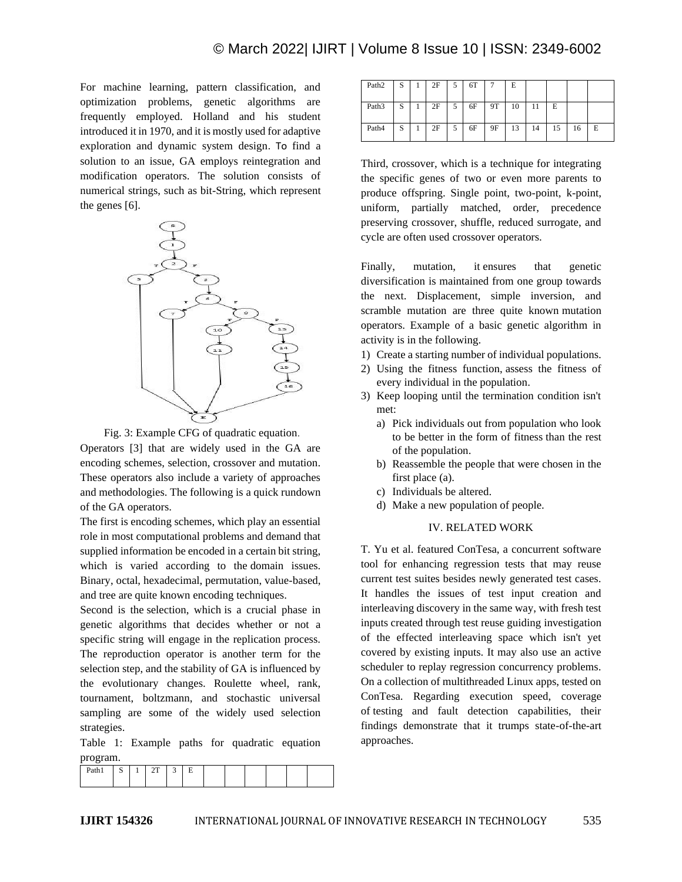For machine learning, pattern classification, and optimization problems, genetic algorithms are frequently employed. Holland and his student introduced it in 1970, and it is mostly used for adaptive exploration and dynamic system design. To find a solution to an issue, GA employs reintegration and modification operators. The solution consists of numerical strings, such as bit-String, which represent the genes [6].

Fig. 3: Example CFG of quadratic equation.

Operators [3] that are widely used in the GA are encoding schemes, selection, crossover and mutation. These operators also include a variety of approaches and methodologies. The following is a quick rundown of the GA operators.

The first is encoding schemes, which play an essential role in most computational problems and demand that supplied information be encoded in a certain bit string, which is varied according to the domain issues. Binary, octal, hexadecimal, permutation, value-based, and tree are quite known encoding techniques.

Second is the selection, which is a crucial phase in genetic algorithms that decides whether or not a specific string will engage in the replication process. The reproduction operator is another term for the selection step, and the stability of GA is influenced by the evolutionary changes. Roulette wheel, rank, tournament, boltzmann, and stochastic universal sampling are some of the widely used selection strategies.

Table 1: Example paths for quadratic equation program.

| | | | | | | | | | | | |
|---|---|---|---|---|---|---|---|---|---|---|---|
| Path1 | S | 1 | 2T | 3 | E | | | | | | |
| Path2 | S | 1 | 2F | 5 | 6T | 7 | E | | | | |
| Path3 | S | 1 | 2F | 5 | 6F | 9T | 10 | 11 | E | | |
| Path4 | S | 1 | 2F | 5 | 6F | 9F | 13 | 14 | 15 | 16 | E |

Third, crossover, which is a technique for integrating the specific genes of two or even more parents to produce offspring. Single point, two-point, k-point, uniform, partially matched, order, precedence preserving crossover, shuffle, reduced surrogate, and cycle are often used crossover operators.

Finally, mutation, it ensures that genetic diversification is maintained from one group towards the next. Displacement, simple inversion, and scramble mutation are three quite known mutation operators. Example of a basic genetic algorithm in activity is in the following.

1) Create a starting number of individual populations.
2) Using the fitness function, assess the fitness of every individual in the population.
3) Keep looping until the termination condition isn't met:
   a) Pick individuals out from population who look to be better in the form of fitness than the rest of the population.
   b) Reassemble the people that were chosen in the first place (a).
   c) Individuals be altered.
   d) Make a new population of people.

## IV. RELATED WORK

T. Yu et al. featured ConTesa, a concurrent software tool for enhancing regression tests that may reuse current test suites besides newly generated test cases. It handles the issues of test input creation and interleaving discovery in the same way, with fresh test inputs created through test reuse guiding investigation of the effected interleaving space which isn't yet covered by existing inputs. It may also use an active scheduler to replay regression concurrency problems. On a collection of multithreaded Linux apps, tested on ConTesa. Regarding execution speed, coverage of testing and fault detection capabilities, their findings demonstrate that it trumps state-of-the-art approaches.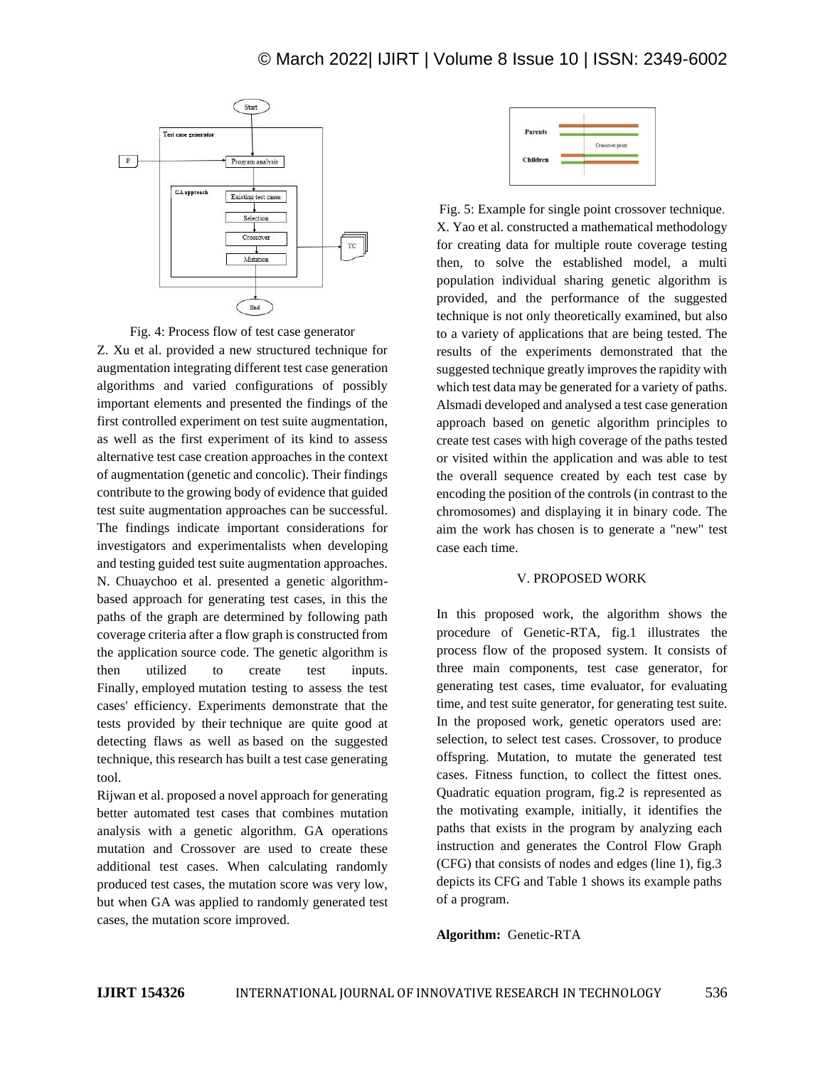Start

Test case generator

P

Program analysis

GA approach

Existing test cases

Selection

Crossover

Mutation

TC

End

Fig. 4: Process flow of test case generator

Z. Xu et al. provided a new structured technique for augmentation integrating different test case generation algorithms and varied configurations of possibly important elements and presented the findings of the first controlled experiment on test suite augmentation, as well as the first experiment of its kind to assess alternative test case creation approaches in the context of augmentation (genetic and concolic). Their findings contribute to the growing body of evidence that guided test suite augmentation approaches can be successful. The findings indicate important considerations for investigators and experimentalists when developing and testing guided test suite augmentation approaches. N. Chuaychoo et al. presented a genetic algorithm-based approach for generating test cases, in this the paths of the graph are determined by following path coverage criteria after a flow graph is constructed from the application source code. The genetic algorithm is then utilized to create test inputs. Finally, employed mutation testing to assess the test cases' efficiency. Experiments demonstrate that the tests provided by their technique are quite good at detecting flaws as well as based on the suggested technique, this research has built a test case generating tool.

Rijwan et al. proposed a novel approach for generating better automated test cases that combines mutation analysis with a genetic algorithm. GA operations mutation and Crossover are used to create these additional test cases. When calculating randomly produced test cases, the mutation score was very low, but when GA was applied to randomly generated test cases, the mutation score improved.

Parents

Crossover point

Children

Fig. 5: Example for single point crossover technique.

X. Yao et al. constructed a mathematical methodology for creating data for multiple route coverage testing then, to solve the established model, a multi population individual sharing genetic algorithm is provided, and the performance of the suggested technique is not only theoretically examined, but also to a variety of applications that are being tested. The results of the experiments demonstrated that the suggested technique greatly improves the rapidity with which test data may be generated for a variety of paths. Alsmadi developed and analysed a test case generation approach based on genetic algorithm principles to create test cases with high coverage of the paths tested or visited within the application and was able to test the overall sequence created by each test case by encoding the position of the controls (in contrast to the chromosomes) and displaying it in binary code. The aim the work has chosen is to generate a "new" test case each time.

## V. PROPOSED WORK

In this proposed work, the algorithm shows the procedure of Genetic-RTA, fig.1 illustrates the process flow of the proposed system. It consists of three main components, test case generator, for generating test cases, time evaluator, for evaluating time, and test suite generator, for generating test suite. In the proposed work, genetic operators used are: selection, to select test cases. Crossover, to produce offspring. Mutation, to mutate the generated test cases. Fitness function, to collect the fittest ones. Quadratic equation program, fig.2 is represented as the motivating example, initially, it identifies the paths that exists in the program by analyzing each instruction and generates the Control Flow Graph (CFG) that consists of nodes and edges (line 1), fig.3 depicts its CFG and Table 1 shows its example paths of a program.

**Algorithm:** Genetic-RTA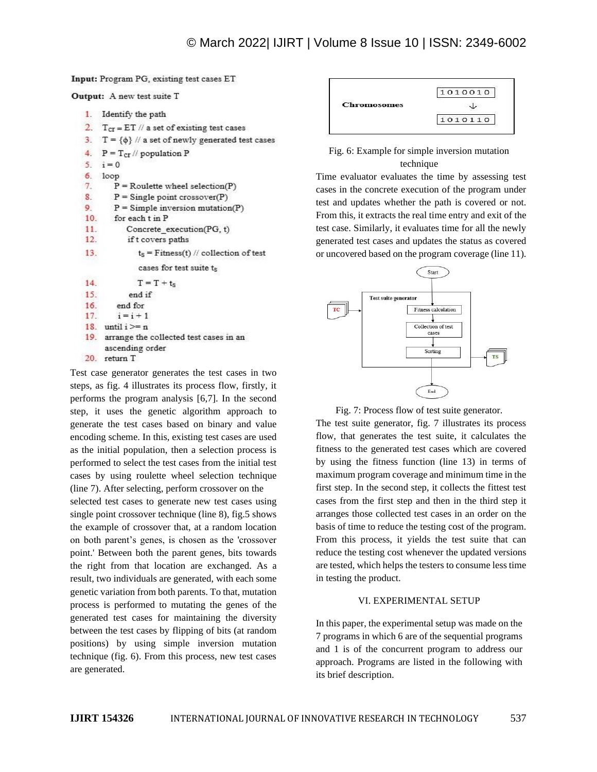**Input:** Program PG, existing test cases ET

**Output:** A new test suite T

```
1.  Identify the path
2.  Tcr = ET // a set of existing test cases
3.  T = {ϕ} // a set of newly generated test cases
4.  P = Tcr // population P
5.  i = 0
6.  loop
7.      P = Roulette wheel selection(P)
8.      P = Single point crossover(P)
9.      P = Simple inversion mutation(P)
10.     for each t in P
11.         Concrete_execution(PG, t)
12.         if t covers paths
13.             ts = Fitness(t) // collection of test
                cases for test suite ts
14.             T = T + ts
15.         end if
16.     end for
17.     i = i + 1
18. until i >= n
19. arrange the collected test cases in an
    ascending order
20. return T
```

Test case generator generates the test cases in two steps, as fig. 4 illustrates its process flow, firstly, it performs the program analysis [6,7]. In the second step, it uses the genetic algorithm approach to generate the test cases based on binary and value encoding scheme. In this, existing test cases are used as the initial population, then a selection process is performed to select the test cases from the initial test cases by using roulette wheel selection technique (line 7). After selecting, perform crossover on the selected test cases to generate new test cases using single point crossover technique (line 8), fig.5 shows the example of crossover that, at a random location on both parent's genes, is chosen as the 'crossover point.' Between both the parent genes, bits towards the right from that location are exchanged. As a result, two individuals are generated, with each some genetic variation from both parents. To that, mutation process is performed to mutating the genes of the generated test cases for maintaining the diversity between the test cases by flipping of bits (at random positions) by using simple inversion mutation technique (fig. 6). From this process, new test cases are generated.

Chromosomes

1010010

1010110

Fig. 6: Example for simple inversion mutation technique

Time evaluator evaluates the time by assessing test cases in the concrete execution of the program under test and updates whether the path is covered or not. From this, it extracts the real time entry and exit of the test case. Similarly, it evaluates time for all the newly generated test cases and updates the status as covered or uncovered based on the program coverage (line 11).

Start

Test suite generator

TC

Fitness calculation

Collection of test cases

Sorting

TS

End

Fig. 7: Process flow of test suite generator.

The test suite generator, fig. 7 illustrates its process flow, that generates the test suite, it calculates the fitness to the generated test cases which are covered by using the fitness function (line 13) in terms of maximum program coverage and minimum time in the first step. In the second step, it collects the fittest test cases from the first step and then in the third step it arranges those collected test cases in an order on the basis of time to reduce the testing cost of the program. From this process, it yields the test suite that can reduce the testing cost whenever the updated versions are tested, which helps the testers to consume less time in testing the product.

## VI. EXPERIMENTAL SETUP

In this paper, the experimental setup was made on the 7 programs in which 6 are of the sequential programs and 1 is of the concurrent program to address our approach. Programs are listed in the following with its brief description.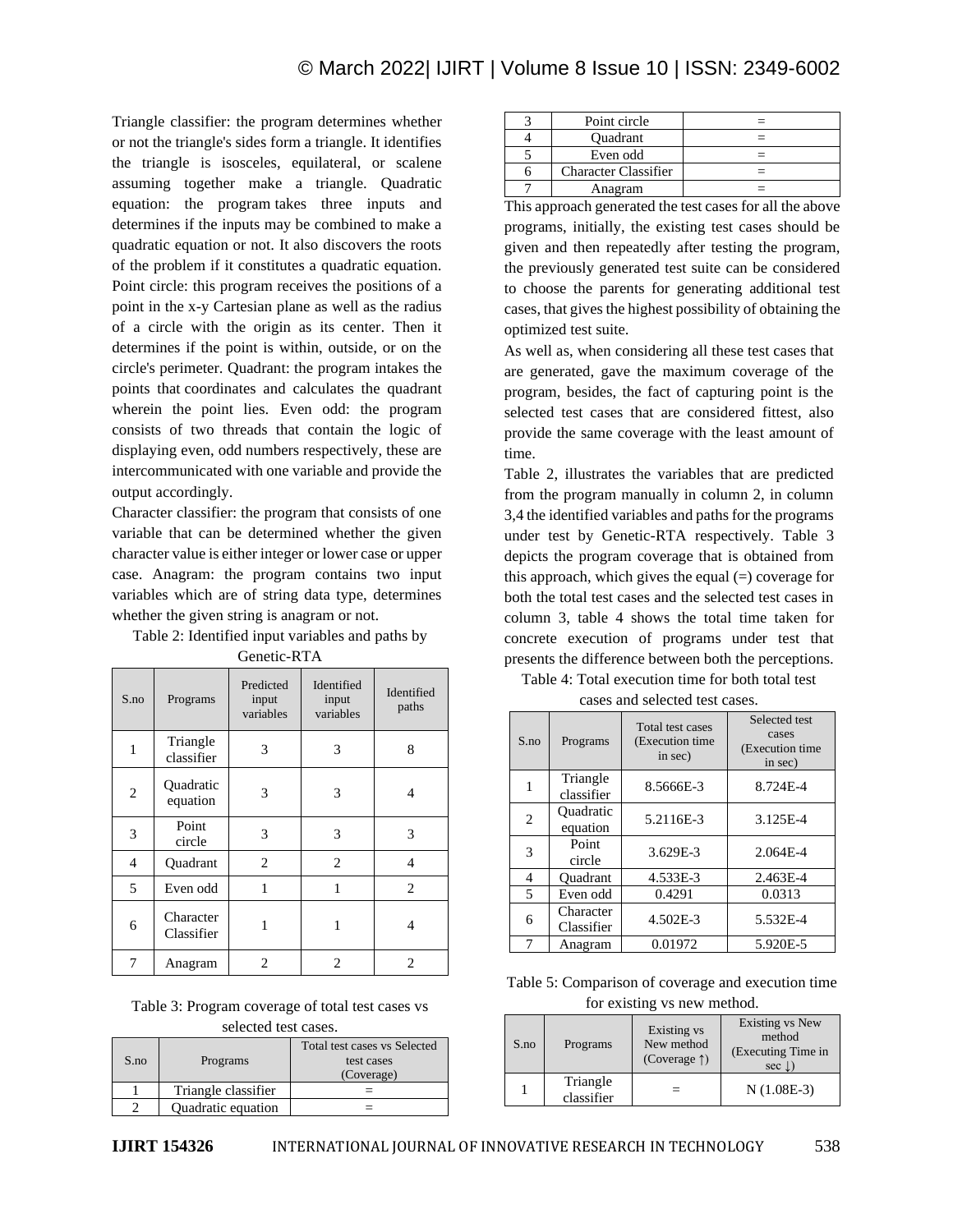Triangle classifier: the program determines whether or not the triangle's sides form a triangle. It identifies the triangle is isosceles, equilateral, or scalene assuming together make a triangle. Quadratic equation: the program takes three inputs and determines if the inputs may be combined to make a quadratic equation or not. It also discovers the roots of the problem if it constitutes a quadratic equation. Point circle: this program receives the positions of a point in the x-y Cartesian plane as well as the radius of a circle with the origin as its center. Then it determines if the point is within, outside, or on the circle's perimeter. Quadrant: the program intakes the points that coordinates and calculates the quadrant wherein the point lies. Even odd: the program consists of two threads that contain the logic of displaying even, odd numbers respectively, these are intercommunicated with one variable and provide the output accordingly.

Character classifier: the program that consists of one variable that can be determined whether the given character value is either integer or lower case or upper case. Anagram: the program contains two input variables which are of string data type, determines whether the given string is anagram or not.

Table 2: Identified input variables and paths by Genetic-RTA

| S.no | Programs | Predicted input variables | Identified input variables | Identified paths |
|---|---|---|---|---|
| 1 | Triangle classifier | 3 | 3 | 8 |
| 2 | Quadratic equation | 3 | 3 | 4 |
| 3 | Point circle | 3 | 3 | 3 |
| 4 | Quadrant | 2 | 2 | 4 |
| 5 | Even odd | 1 | 1 | 2 |
| 6 | Character Classifier | 1 | 1 | 4 |
| 7 | Anagram | 2 | 2 | 2 |

Table 3: Program coverage of total test cases vs selected test cases.

| S.no | Programs | Total test cases vs Selected test cases (Coverage) |
|---|---|---|
| 1 | Triangle classifier | = |
| 2 | Quadratic equation | = |
| 3 | Point circle | = |
| 4 | Quadrant | = |
| 5 | Even odd | = |
| 6 | Character Classifier | = |
| 7 | Anagram | = |

This approach generated the test cases for all the above programs, initially, the existing test cases should be given and then repeatedly after testing the program, the previously generated test suite can be considered to choose the parents for generating additional test cases, that gives the highest possibility of obtaining the optimized test suite.

As well as, when considering all these test cases that are generated, gave the maximum coverage of the program, besides, the fact of capturing point is the selected test cases that are considered fittest, also provide the same coverage with the least amount of time.

Table 2, illustrates the variables that are predicted from the program manually in column 2, in column 3,4 the identified variables and paths for the programs under test by Genetic-RTA respectively. Table 3 depicts the program coverage that is obtained from this approach, which gives the equal (=) coverage for both the total test cases and the selected test cases in column 3, table 4 shows the total time taken for concrete execution of programs under test that presents the difference between both the perceptions.

Table 4: Total execution time for both total test cases and selected test cases.

| S.no | Programs | Total test cases (Execution time in sec) | Selected test cases (Execution time in sec) |
|---|---|---|---|
| 1 | Triangle classifier | 8.5666E-3 | 8.724E-4 |
| 2 | Quadratic equation | 5.2116E-3 | 3.125E-4 |
| 3 | Point circle | 3.629E-3 | 2.064E-4 |
| 4 | Quadrant | 4.533E-3 | 2.463E-4 |
| 5 | Even odd | 0.4291 | 0.0313 |
| 6 | Character Classifier | 4.502E-3 | 5.532E-4 |
| 7 | Anagram | 0.01972 | 5.920E-5 |

Table 5: Comparison of coverage and execution time for existing vs new method.

| S.no | Programs | Existing vs New method (Coverage ↑) | Existing vs New method (Executing Time in sec ↓) |
|---|---|---|---|
| 1 | Triangle classifier | = | N (1.08E-3) |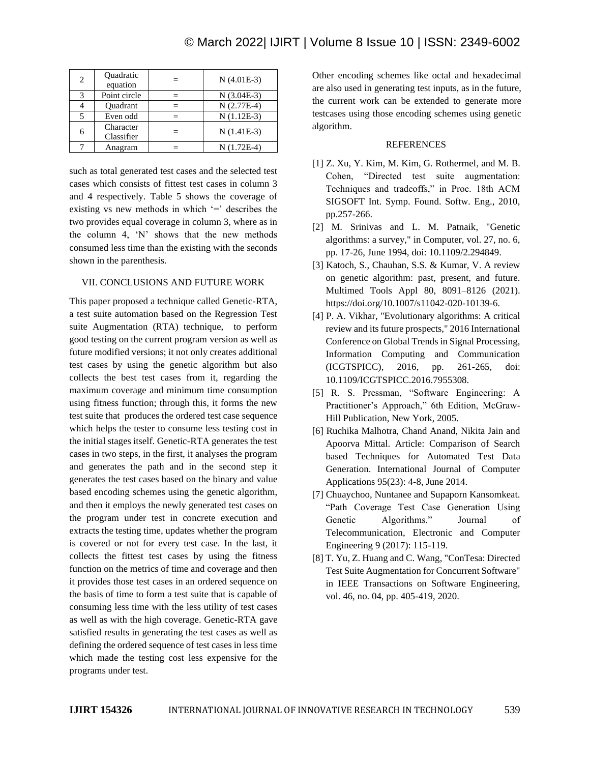| | | | |
|---|---|---|---|
| 2 | Quadratic equation | = | N (4.01E-3) |
| 3 | Point circle | = | N (3.04E-3) |
| 4 | Quadrant | = | N (2.77E-4) |
| 5 | Even odd | = | N (1.12E-3) |
| 6 | Character Classifier | = | N (1.41E-3) |
| 7 | Anagram | = | N (1.72E-4) |

such as total generated test cases and the selected test cases which consists of fittest test cases in column 3 and 4 respectively. Table 5 shows the coverage of existing vs new methods in which '=' describes the two provides equal coverage in column 3, where as in the column 4, 'N' shows that the new methods consumed less time than the existing with the seconds shown in the parenthesis.

## VII. CONCLUSIONS AND FUTURE WORK

This paper proposed a technique called Genetic-RTA, a test suite automation based on the Regression Test suite Augmentation (RTA) technique, to perform good testing on the current program version as well as future modified versions; it not only creates additional test cases by using the genetic algorithm but also collects the best test cases from it, regarding the maximum coverage and minimum time consumption using fitness function; through this, it forms the new test suite that produces the ordered test case sequence which helps the tester to consume less testing cost in the initial stages itself. Genetic-RTA generates the test cases in two steps, in the first, it analyses the program and generates the path and in the second step it generates the test cases based on the binary and value based encoding schemes using the genetic algorithm, and then it employs the newly generated test cases on the program under test in concrete execution and extracts the testing time, updates whether the program is covered or not for every test case. In the last, it collects the fittest test cases by using the fitness function on the metrics of time and coverage and then it provides those test cases in an ordered sequence on the basis of time to form a test suite that is capable of consuming less time with the less utility of test cases as well as with the high coverage. Genetic-RTA gave satisfied results in generating the test cases as well as defining the ordered sequence of test cases in less time which made the testing cost less expensive for the programs under test.

Other encoding schemes like octal and hexadecimal are also used in generating test inputs, as in the future, the current work can be extended to generate more testcases using those encoding schemes using genetic algorithm.

## REFERENCES

[1] Z. Xu, Y. Kim, M. Kim, G. Rothermel, and M. B. Cohen, "Directed test suite augmentation: Techniques and tradeoffs," in Proc. 18th ACM SIGSOFT Int. Symp. Found. Softw. Eng., 2010, pp.257-266.

[2] M. Srinivas and L. M. Patnaik, "Genetic algorithms: a survey," in Computer, vol. 27, no. 6, pp. 17-26, June 1994, doi: 10.1109/2.294849.

[3] Katoch, S., Chauhan, S.S. & Kumar, V. A review on genetic algorithm: past, present, and future. Multimed Tools Appl 80, 8091–8126 (2021). https://doi.org/10.1007/s11042-020-10139-6.

[4] P. A. Vikhar, "Evolutionary algorithms: A critical review and its future prospects," 2016 International Conference on Global Trends in Signal Processing, Information Computing and Communication (ICGTSPICC), 2016, pp. 261-265, doi: 10.1109/ICGTSPICC.2016.7955308.

[5] R. S. Pressman, "Software Engineering: A Practitioner's Approach," 6th Edition, McGraw-Hill Publication, New York, 2005.

[6] Ruchika Malhotra, Chand Anand, Nikita Jain and Apoorva Mittal. Article: Comparison of Search based Techniques for Automated Test Data Generation. International Journal of Computer Applications 95(23): 4-8, June 2014.

[7] Chuaychoo, Nuntanee and Supaporn Kansomkeat. "Path Coverage Test Case Generation Using Genetic Algorithms." Journal of Telecommunication, Electronic and Computer Engineering 9 (2017): 115-119.

[8] T. Yu, Z. Huang and C. Wang, "ConTesa: Directed Test Suite Augmentation for Concurrent Software" in IEEE Transactions on Software Engineering, vol. 46, no. 04, pp. 405-419, 2020.